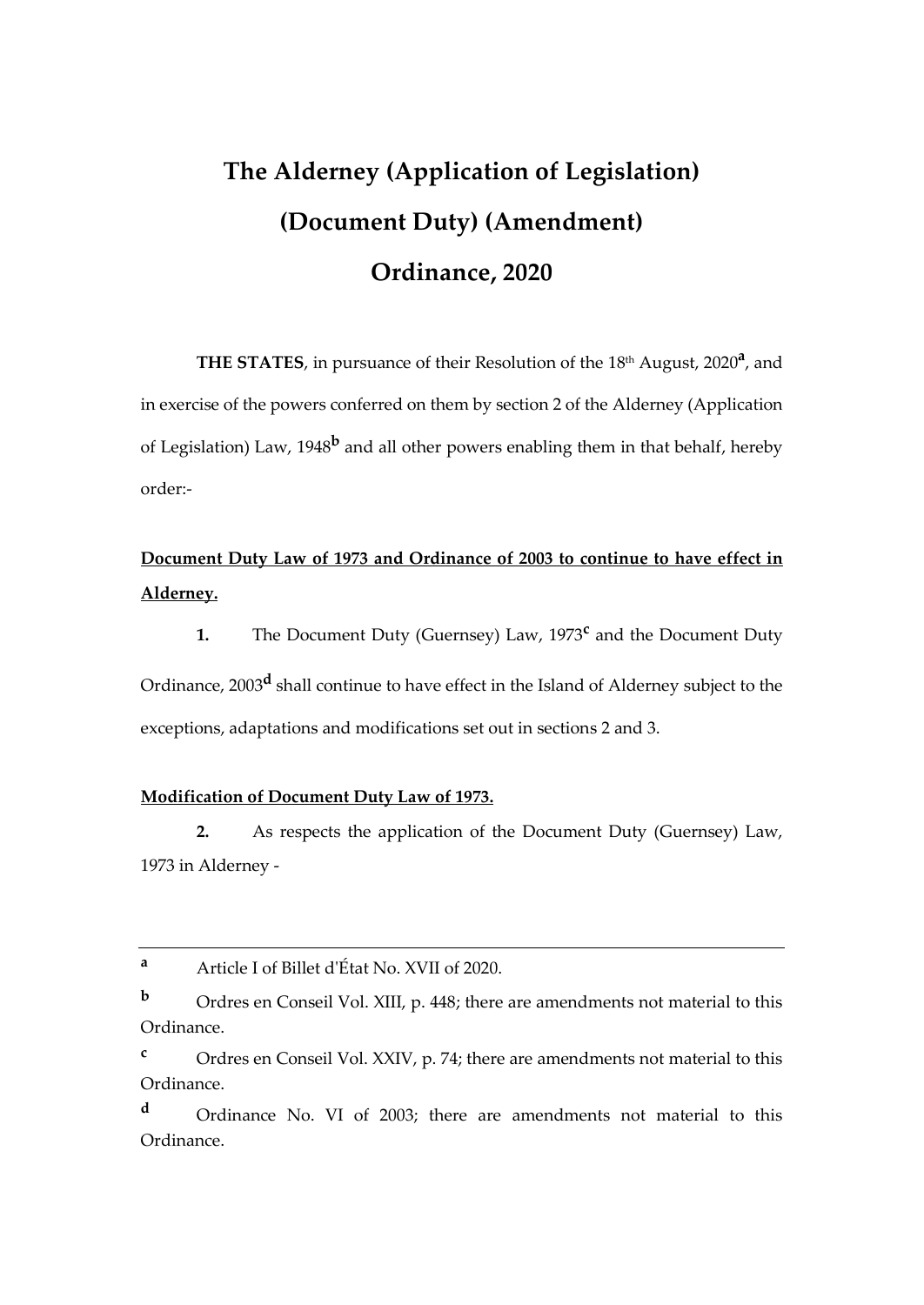# The Alderney (Application of Legislation) (Document Duty) (Amendment) Ordinance, 2020

**THE STATES**, in pursuance of their Resolution of the 18th August, 2020[a], and in exercise of the powers conferred on them by section 2 of the Alderney (Application of Legislation) Law, 1948[b] and all other powers enabling them in that behalf, hereby order:-

**Document Duty Law of 1973 and Ordinance of 2003 to continue to have effect in Alderney.**

**1.** The Document Duty (Guernsey) Law, 1973[c] and the Document Duty Ordinance, 2003[d] shall continue to have effect in the Island of Alderney subject to the exceptions, adaptations and modifications set out in sections 2 and 3.

**Modification of Document Duty Law of 1973.**

**2.** As respects the application of the Document Duty (Guernsey) Law, 1973 in Alderney -

---

[a] Article I of Billet d'État No. XVII of 2020.

[b] Ordres en Conseil Vol. XIII, p. 448; there are amendments not material to this Ordinance.

[c] Ordres en Conseil Vol. XXIV, p. 74; there are amendments not material to this Ordinance.

[d] Ordinance No. VI of 2003; there are amendments not material to this Ordinance.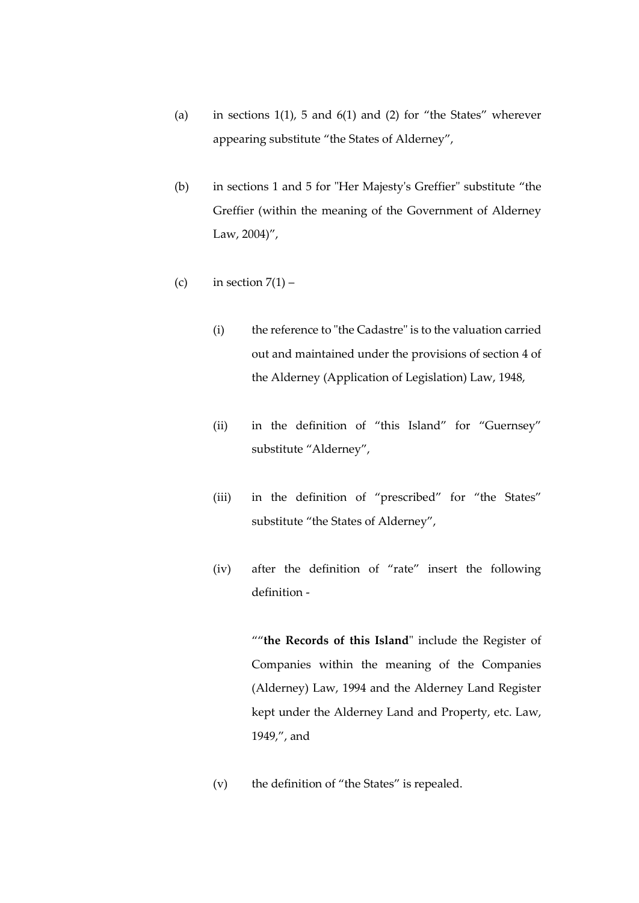(a) in sections 1(1), 5 and 6(1) and (2) for "the States" wherever appearing substitute "the States of Alderney",

(b) in sections 1 and 5 for "Her Majesty's Greffier" substitute "the Greffier (within the meaning of the Government of Alderney Law, 2004)",

(c) in section 7(1) –

   (i) the reference to "the Cadastre" is to the valuation carried out and maintained under the provisions of section 4 of the Alderney (Application of Legislation) Law, 1948,

   (ii) in the definition of "this Island" for "Guernsey" substitute "Alderney",

   (iii) in the definition of "prescribed" for "the States" substitute "the States of Alderney",

   (iv) after the definition of "rate" insert the following definition -

      ""**the Records of this Island**" include the Register of Companies within the meaning of the Companies (Alderney) Law, 1994 and the Alderney Land Register kept under the Alderney Land and Property, etc. Law, 1949,", and

   (v) the definition of "the States" is repealed.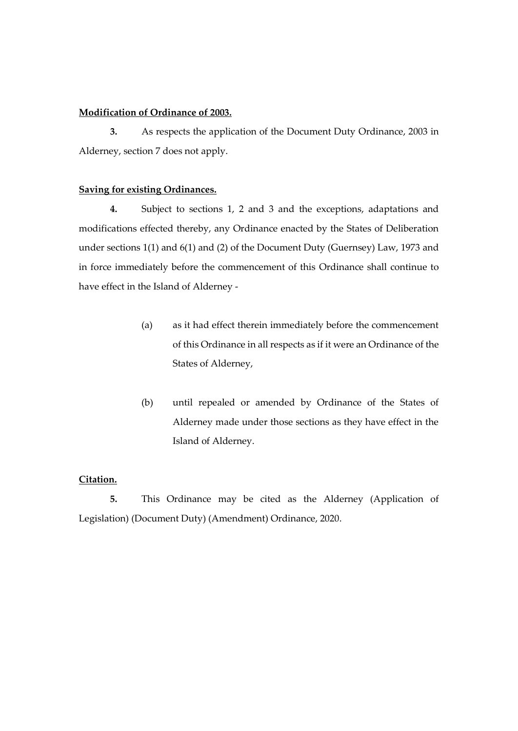**Modification of Ordinance of 2003.**

**3.** As respects the application of the Document Duty Ordinance, 2003 in Alderney, section 7 does not apply.

**Saving for existing Ordinances.**

**4.** Subject to sections 1, 2 and 3 and the exceptions, adaptations and modifications effected thereby, any Ordinance enacted by the States of Deliberation under sections 1(1) and 6(1) and (2) of the Document Duty (Guernsey) Law, 1973 and in force immediately before the commencement of this Ordinance shall continue to have effect in the Island of Alderney -

(a) as it had effect therein immediately before the commencement of this Ordinance in all respects as if it were an Ordinance of the States of Alderney,

(b) until repealed or amended by Ordinance of the States of Alderney made under those sections as they have effect in the Island of Alderney.

**Citation.**

**5.** This Ordinance may be cited as the Alderney (Application of Legislation) (Document Duty) (Amendment) Ordinance, 2020.